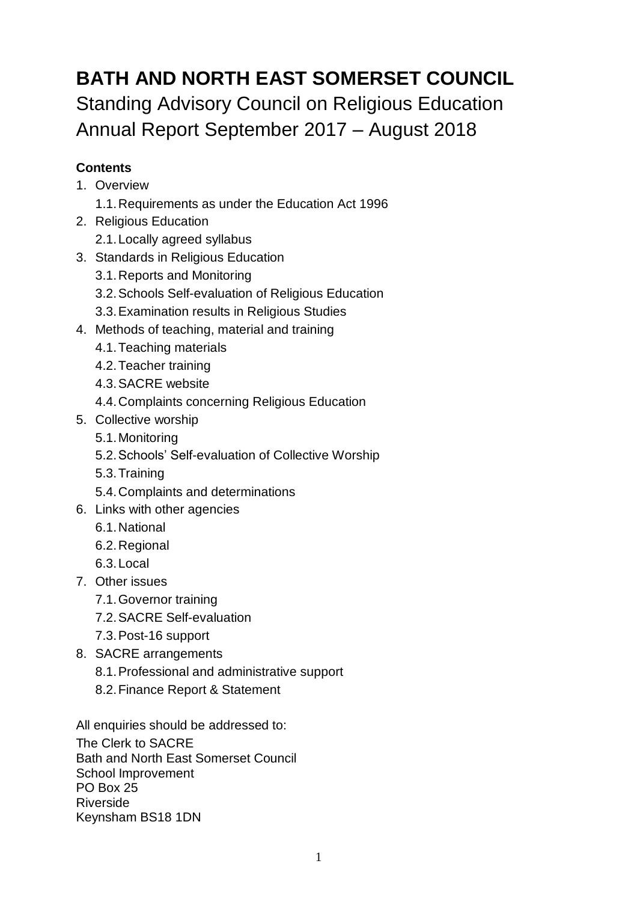# BATH AND NORTH EAST SOMERSET COUNCIL

## Standing Advisory Council on Religious Education Annual Report September 2017 – August 2018

**Contents**

1. Overview
   1.1. Requirements as under the Education Act 1996
2. Religious Education
   2.1. Locally agreed syllabus
3. Standards in Religious Education
   3.1. Reports and Monitoring
   3.2. Schools Self-evaluation of Religious Education
   3.3. Examination results in Religious Studies
4. Methods of teaching, material and training
   4.1. Teaching materials
   4.2. Teacher training
   4.3. SACRE website
   4.4. Complaints concerning Religious Education
5. Collective worship
   5.1. Monitoring
   5.2. Schools' Self-evaluation of Collective Worship
   5.3. Training
   5.4. Complaints and determinations
6. Links with other agencies
   6.1. National
   6.2. Regional
   6.3. Local
7. Other issues
   7.1. Governor training
   7.2. SACRE Self-evaluation
   7.3. Post-16 support
8. SACRE arrangements
   8.1. Professional and administrative support
   8.2. Finance Report & Statement

All enquiries should be addressed to:

The Clerk to SACRE
Bath and North East Somerset Council
School Improvement
PO Box 25
Riverside
Keynsham BS18 1DN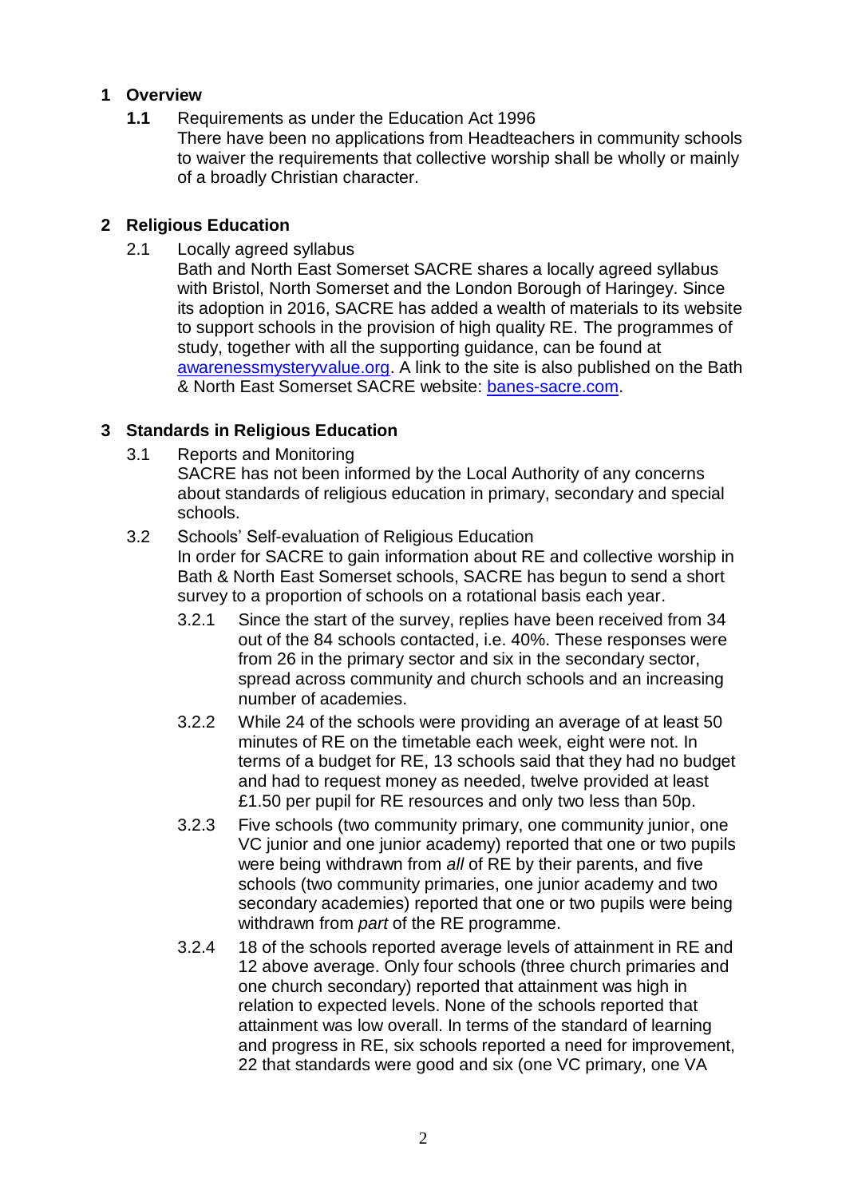## 1 Overview

**1.1** Requirements as under the Education Act 1996

There have been no applications from Headteachers in community schools to waiver the requirements that collective worship shall be wholly or mainly of a broadly Christian character.

## 2 Religious Education

2.1 Locally agreed syllabus

Bath and North East Somerset SACRE shares a locally agreed syllabus with Bristol, North Somerset and the London Borough of Haringey. Since its adoption in 2016, SACRE has added a wealth of materials to its website to support schools in the provision of high quality RE. The programmes of study, together with all the supporting guidance, can be found at [awarenessmysteryvalue.org](awarenessmysteryvalue.org). A link to the site is also published on the Bath & North East Somerset SACRE website: [banes-sacre.com](banes-sacre.com).

## 3 Standards in Religious Education

3.1 Reports and Monitoring

SACRE has not been informed by the Local Authority of any concerns about standards of religious education in primary, secondary and special schools.

3.2 Schools' Self-evaluation of Religious Education

In order for SACRE to gain information about RE and collective worship in Bath & North East Somerset schools, SACRE has begun to send a short survey to a proportion of schools on a rotational basis each year.

3.2.1 Since the start of the survey, replies have been received from 34 out of the 84 schools contacted, i.e. 40%. These responses were from 26 in the primary sector and six in the secondary sector, spread across community and church schools and an increasing number of academies.

3.2.2 While 24 of the schools were providing an average of at least 50 minutes of RE on the timetable each week, eight were not. In terms of a budget for RE, 13 schools said that they had no budget and had to request money as needed, twelve provided at least £1.50 per pupil for RE resources and only two less than 50p.

3.2.3 Five schools (two community primary, one community junior, one VC junior and one junior academy) reported that one or two pupils were being withdrawn from *all* of RE by their parents, and five schools (two community primaries, one junior academy and two secondary academies) reported that one or two pupils were being withdrawn from *part* of the RE programme.

3.2.4 18 of the schools reported average levels of attainment in RE and 12 above average. Only four schools (three church primaries and one church secondary) reported that attainment was high in relation to expected levels. None of the schools reported that attainment was low overall. In terms of the standard of learning and progress in RE, six schools reported a need for improvement, 22 that standards were good and six (one VC primary, one VA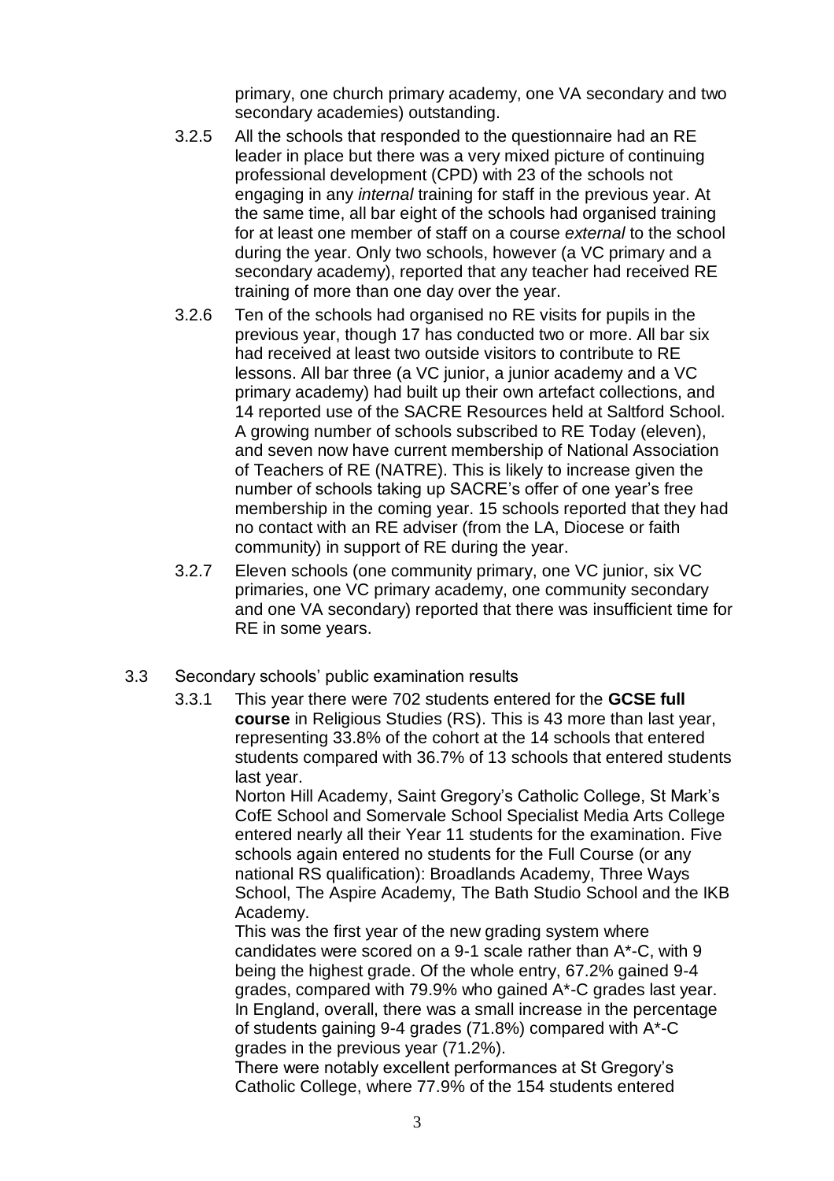primary, one church primary academy, one VA secondary and two secondary academies) outstanding.

3.2.5 All the schools that responded to the questionnaire had an RE leader in place but there was a very mixed picture of continuing professional development (CPD) with 23 of the schools not engaging in any *internal* training for staff in the previous year. At the same time, all bar eight of the schools had organised training for at least one member of staff on a course *external* to the school during the year. Only two schools, however (a VC primary and a secondary academy), reported that any teacher had received RE training of more than one day over the year.

3.2.6 Ten of the schools had organised no RE visits for pupils in the previous year, though 17 has conducted two or more. All bar six had received at least two outside visitors to contribute to RE lessons. All bar three (a VC junior, a junior academy and a VC primary academy) had built up their own artefact collections, and 14 reported use of the SACRE Resources held at Saltford School. A growing number of schools subscribed to RE Today (eleven), and seven now have current membership of National Association of Teachers of RE (NATRE). This is likely to increase given the number of schools taking up SACRE's offer of one year's free membership in the coming year. 15 schools reported that they had no contact with an RE adviser (from the LA, Diocese or faith community) in support of RE during the year.

3.2.7 Eleven schools (one community primary, one VC junior, six VC primaries, one VC primary academy, one community secondary and one VA secondary) reported that there was insufficient time for RE in some years.

3.3 Secondary schools' public examination results

3.3.1 This year there were 702 students entered for the **GCSE full course** in Religious Studies (RS). This is 43 more than last year, representing 33.8% of the cohort at the 14 schools that entered students compared with 36.7% of 13 schools that entered students last year.

Norton Hill Academy, Saint Gregory's Catholic College, St Mark's CofE School and Somervale School Specialist Media Arts College entered nearly all their Year 11 students for the examination. Five schools again entered no students for the Full Course (or any national RS qualification): Broadlands Academy, Three Ways School, The Aspire Academy, The Bath Studio School and the IKB Academy.

This was the first year of the new grading system where candidates were scored on a 9-1 scale rather than A*-C, with 9 being the highest grade. Of the whole entry, 67.2% gained 9-4 grades, compared with 79.9% who gained A*-C grades last year. In England, overall, there was a small increase in the percentage of students gaining 9-4 grades (71.8%) compared with A*-C grades in the previous year (71.2%).

There were notably excellent performances at St Gregory's Catholic College, where 77.9% of the 154 students entered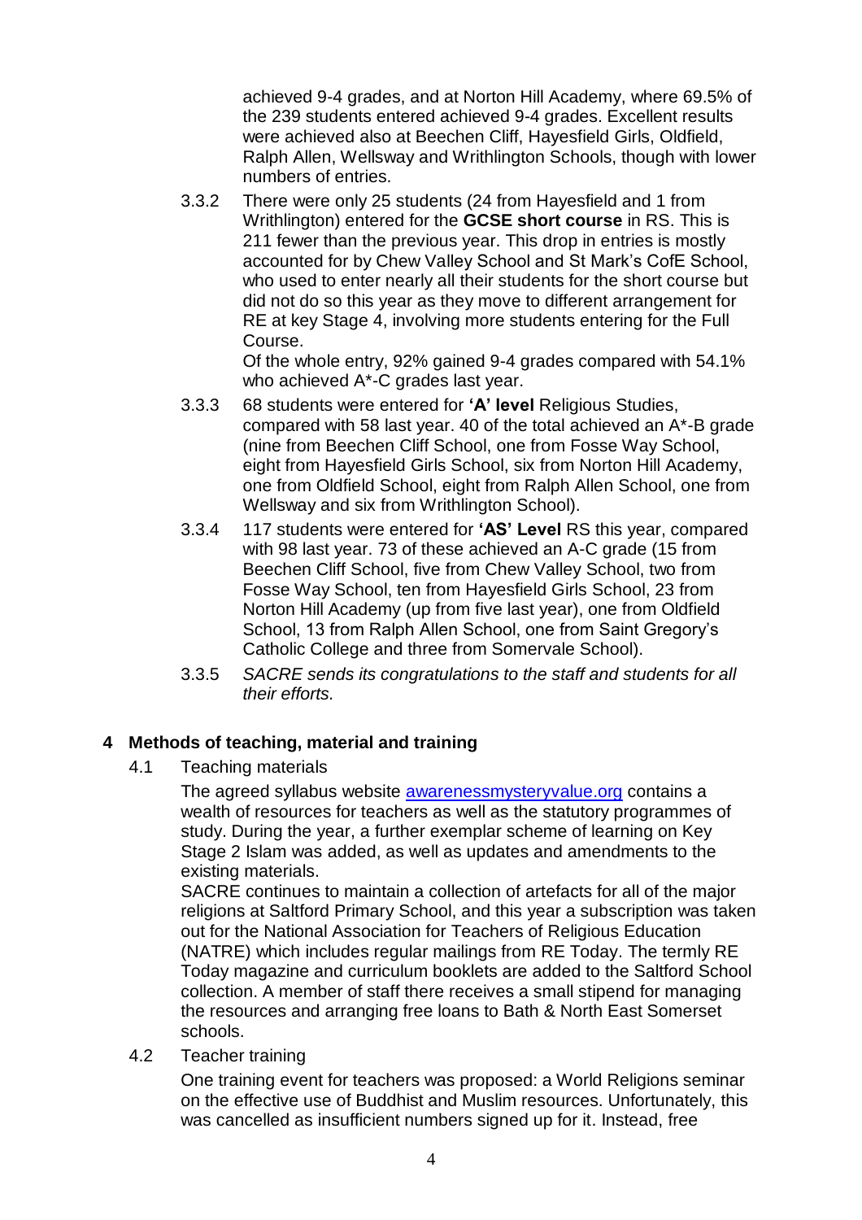achieved 9-4 grades, and at Norton Hill Academy, where 69.5% of the 239 students entered achieved 9-4 grades. Excellent results were achieved also at Beechen Cliff, Hayesfield Girls, Oldfield, Ralph Allen, Wellsway and Writhlington Schools, though with lower numbers of entries.

3.3.2 There were only 25 students (24 from Hayesfield and 1 from Writhlington) entered for the **GCSE short course** in RS. This is 211 fewer than the previous year. This drop in entries is mostly accounted for by Chew Valley School and St Mark's CofE School, who used to enter nearly all their students for the short course but did not do so this year as they move to different arrangement for RE at key Stage 4, involving more students entering for the Full Course.
Of the whole entry, 92% gained 9-4 grades compared with 54.1% who achieved A*-C grades last year.

3.3.3 68 students were entered for **'A' level** Religious Studies, compared with 58 last year. 40 of the total achieved an A*-B grade (nine from Beechen Cliff School, one from Fosse Way School, eight from Hayesfield Girls School, six from Norton Hill Academy, one from Oldfield School, eight from Ralph Allen School, one from Wellsway and six from Writhlington School).

3.3.4 117 students were entered for **'AS' Level** RS this year, compared with 98 last year. 73 of these achieved an A-C grade (15 from Beechen Cliff School, five from Chew Valley School, two from Fosse Way School, ten from Hayesfield Girls School, 23 from Norton Hill Academy (up from five last year), one from Oldfield School, 13 from Ralph Allen School, one from Saint Gregory's Catholic College and three from Somervale School).

3.3.5 *SACRE sends its congratulations to the staff and students for all their efforts.*

## 4 Methods of teaching, material and training

4.1 Teaching materials

The agreed syllabus website [awarenessmysteryvalue.org](awarenessmysteryvalue.org) contains a wealth of resources for teachers as well as the statutory programmes of study. During the year, a further exemplar scheme of learning on Key Stage 2 Islam was added, as well as updates and amendments to the existing materials.
SACRE continues to maintain a collection of artefacts for all of the major religions at Saltford Primary School, and this year a subscription was taken out for the National Association for Teachers of Religious Education (NATRE) which includes regular mailings from RE Today. The termly RE Today magazine and curriculum booklets are added to the Saltford School collection. A member of staff there receives a small stipend for managing the resources and arranging free loans to Bath & North East Somerset schools.

4.2 Teacher training

One training event for teachers was proposed: a World Religions seminar on the effective use of Buddhist and Muslim resources. Unfortunately, this was cancelled as insufficient numbers signed up for it. Instead, free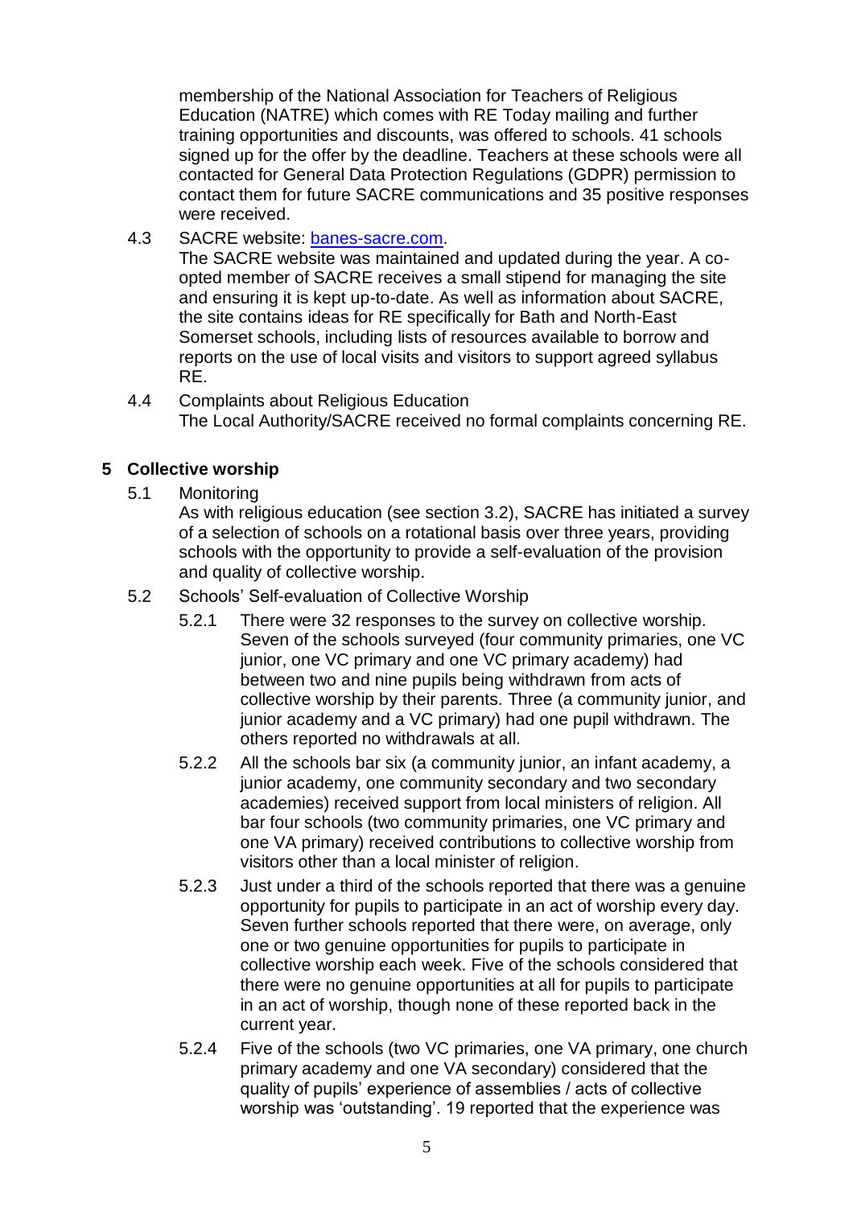membership of the National Association for Teachers of Religious Education (NATRE) which comes with RE Today mailing and further training opportunities and discounts, was offered to schools. 41 schools signed up for the offer by the deadline. Teachers at these schools were all contacted for General Data Protection Regulations (GDPR) permission to contact them for future SACRE communications and 35 positive responses were received.

4.3 SACRE website: [banes-sacre.com](banes-sacre.com).
The SACRE website was maintained and updated during the year. A co-opted member of SACRE receives a small stipend for managing the site and ensuring it is kept up-to-date. As well as information about SACRE, the site contains ideas for RE specifically for Bath and North-East Somerset schools, including lists of resources available to borrow and reports on the use of local visits and visitors to support agreed syllabus RE.

4.4 Complaints about Religious Education
The Local Authority/SACRE received no formal complaints concerning RE.

## 5 Collective worship

5.1 Monitoring
As with religious education (see section 3.2), SACRE has initiated a survey of a selection of schools on a rotational basis over three years, providing schools with the opportunity to provide a self-evaluation of the provision and quality of collective worship.

5.2 Schools' Self-evaluation of Collective Worship

5.2.1 There were 32 responses to the survey on collective worship. Seven of the schools surveyed (four community primaries, one VC junior, one VC primary and one VC primary academy) had between two and nine pupils being withdrawn from acts of collective worship by their parents. Three (a community junior, and junior academy and a VC primary) had one pupil withdrawn. The others reported no withdrawals at all.

5.2.2 All the schools bar six (a community junior, an infant academy, a junior academy, one community secondary and two secondary academies) received support from local ministers of religion. All bar four schools (two community primaries, one VC primary and one VA primary) received contributions to collective worship from visitors other than a local minister of religion.

5.2.3 Just under a third of the schools reported that there was a genuine opportunity for pupils to participate in an act of worship every day. Seven further schools reported that there were, on average, only one or two genuine opportunities for pupils to participate in collective worship each week. Five of the schools considered that there were no genuine opportunities at all for pupils to participate in an act of worship, though none of these reported back in the current year.

5.2.4 Five of the schools (two VC primaries, one VA primary, one church primary academy and one VA secondary) considered that the quality of pupils' experience of assemblies / acts of collective worship was 'outstanding'. 19 reported that the experience was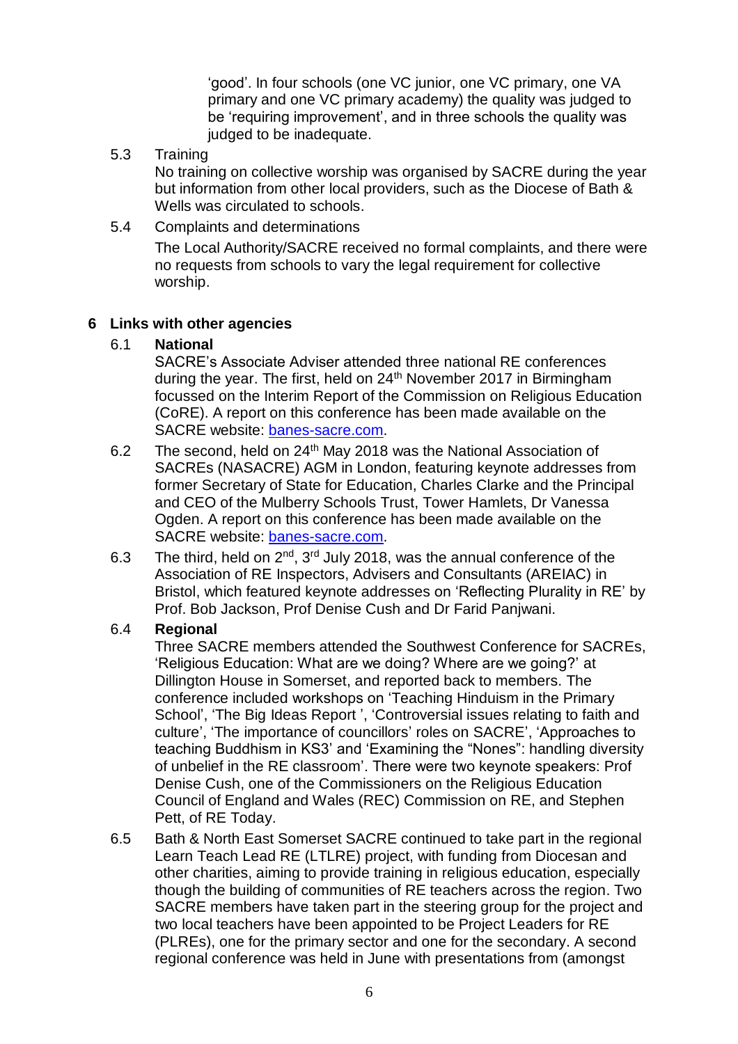'good'. In four schools (one VC junior, one VC primary, one VA primary and one VC primary academy) the quality was judged to be 'requiring improvement', and in three schools the quality was judged to be inadequate.

5.3 Training

No training on collective worship was organised by SACRE during the year but information from other local providers, such as the Diocese of Bath & Wells was circulated to schools.

5.4 Complaints and determinations

The Local Authority/SACRE received no formal complaints, and there were no requests from schools to vary the legal requirement for collective worship.

## 6 Links with other agencies

### 6.1 National

SACRE's Associate Adviser attended three national RE conferences during the year. The first, held on 24th November 2017 in Birmingham focussed on the Interim Report of the Commission on Religious Education (CoRE). A report on this conference has been made available on the SACRE website: [banes-sacre.com](banes-sacre.com).

6.2 The second, held on 24th May 2018 was the National Association of SACREs (NASACRE) AGM in London, featuring keynote addresses from former Secretary of State for Education, Charles Clarke and the Principal and CEO of the Mulberry Schools Trust, Tower Hamlets, Dr Vanessa Ogden. A report on this conference has been made available on the SACRE website: [banes-sacre.com](banes-sacre.com).

6.3 The third, held on 2nd, 3rd July 2018, was the annual conference of the Association of RE Inspectors, Advisers and Consultants (AREIAC) in Bristol, which featured keynote addresses on 'Reflecting Plurality in RE' by Prof. Bob Jackson, Prof Denise Cush and Dr Farid Panjwani.

### 6.4 Regional

Three SACRE members attended the Southwest Conference for SACREs, 'Religious Education: What are we doing? Where are we going?' at Dillington House in Somerset, and reported back to members. The conference included workshops on 'Teaching Hinduism in the Primary School', 'The Big Ideas Report ', 'Controversial issues relating to faith and culture', 'The importance of councillors' roles on SACRE', 'Approaches to teaching Buddhism in KS3' and 'Examining the "Nones": handling diversity of unbelief in the RE classroom'. There were two keynote speakers: Prof Denise Cush, one of the Commissioners on the Religious Education Council of England and Wales (REC) Commission on RE, and Stephen Pett, of RE Today.

6.5 Bath & North East Somerset SACRE continued to take part in the regional Learn Teach Lead RE (LTLRE) project, with funding from Diocesan and other charities, aiming to provide training in religious education, especially though the building of communities of RE teachers across the region. Two SACRE members have taken part in the steering group for the project and two local teachers have been appointed to be Project Leaders for RE (PLREs), one for the primary sector and one for the secondary. A second regional conference was held in June with presentations from (amongst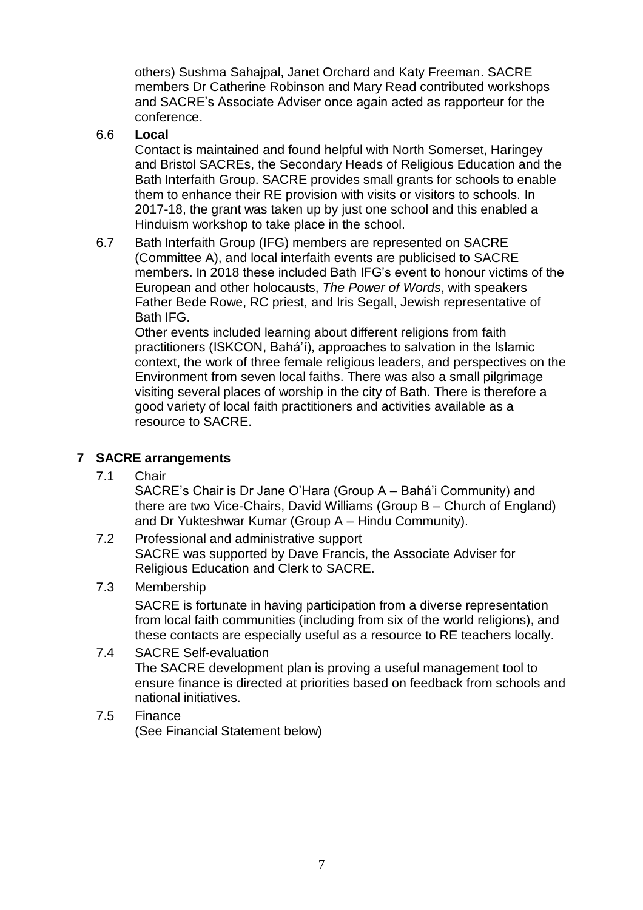others) Sushma Sahajpal, Janet Orchard and Katy Freeman. SACRE members Dr Catherine Robinson and Mary Read contributed workshops and SACRE's Associate Adviser once again acted as rapporteur for the conference.

6.6 **Local**

Contact is maintained and found helpful with North Somerset, Haringey and Bristol SACREs, the Secondary Heads of Religious Education and the Bath Interfaith Group. SACRE provides small grants for schools to enable them to enhance their RE provision with visits or visitors to schools. In 2017-18, the grant was taken up by just one school and this enabled a Hinduism workshop to take place in the school.

6.7 Bath Interfaith Group (IFG) members are represented on SACRE (Committee A), and local interfaith events are publicised to SACRE members. In 2018 these included Bath IFG's event to honour victims of the European and other holocausts, *The Power of Words*, with speakers Father Bede Rowe, RC priest, and Iris Segall, Jewish representative of Bath IFG.

Other events included learning about different religions from faith practitioners (ISKCON, Bahá'í), approaches to salvation in the Islamic context, the work of three female religious leaders, and perspectives on the Environment from seven local faiths. There was also a small pilgrimage visiting several places of worship in the city of Bath. There is therefore a good variety of local faith practitioners and activities available as a resource to SACRE.

## 7 SACRE arrangements

7.1 Chair

SACRE's Chair is Dr Jane O'Hara (Group A – Bahá'i Community) and there are two Vice-Chairs, David Williams (Group B – Church of England) and Dr Yukteshwar Kumar (Group A – Hindu Community).

7.2 Professional and administrative support

SACRE was supported by Dave Francis, the Associate Adviser for Religious Education and Clerk to SACRE.

7.3 Membership

SACRE is fortunate in having participation from a diverse representation from local faith communities (including from six of the world religions), and these contacts are especially useful as a resource to RE teachers locally.

7.4 SACRE Self-evaluation

The SACRE development plan is proving a useful management tool to ensure finance is directed at priorities based on feedback from schools and national initiatives.

7.5 Finance

(See Financial Statement below)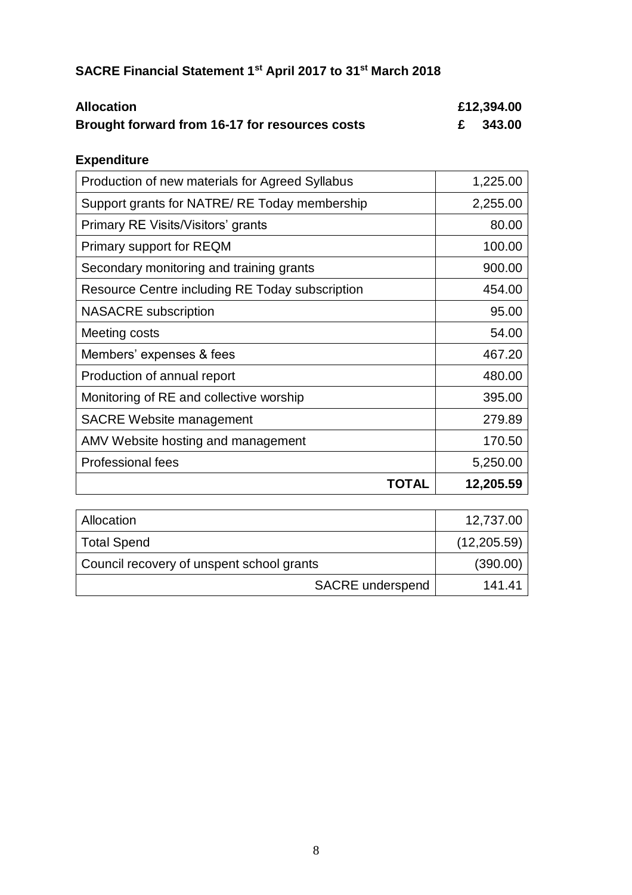**SACRE Financial Statement 1st April 2017 to 31st March 2018**

| | |
|---|---|
| **Allocation** | **£12,394.00** |
| **Brought forward from 16-17 for resources costs** | **£ 343.00** |

**Expenditure**

| | |
|---|---|
| Production of new materials for Agreed Syllabus | 1,225.00 |
| Support grants for NATRE/ RE Today membership | 2,255.00 |
| Primary RE Visits/Visitors' grants | 80.00 |
| Primary support for REQM | 100.00 |
| Secondary monitoring and training grants | 900.00 |
| Resource Centre including RE Today subscription | 454.00 |
| NASACRE subscription | 95.00 |
| Meeting costs | 54.00 |
| Members' expenses & fees | 467.20 |
| Production of annual report | 480.00 |
| Monitoring of RE and collective worship | 395.00 |
| SACRE Website management | 279.89 |
| AMV Website hosting and management | 170.50 |
| Professional fees | 5,250.00 |
| **TOTAL** | **12,205.59** |

| | |
|---|---|
| Allocation | 12,737.00 |
| Total Spend | (12,205.59) |
| Council recovery of unspent school grants | (390.00) |
| SACRE underspend | 141.41 |